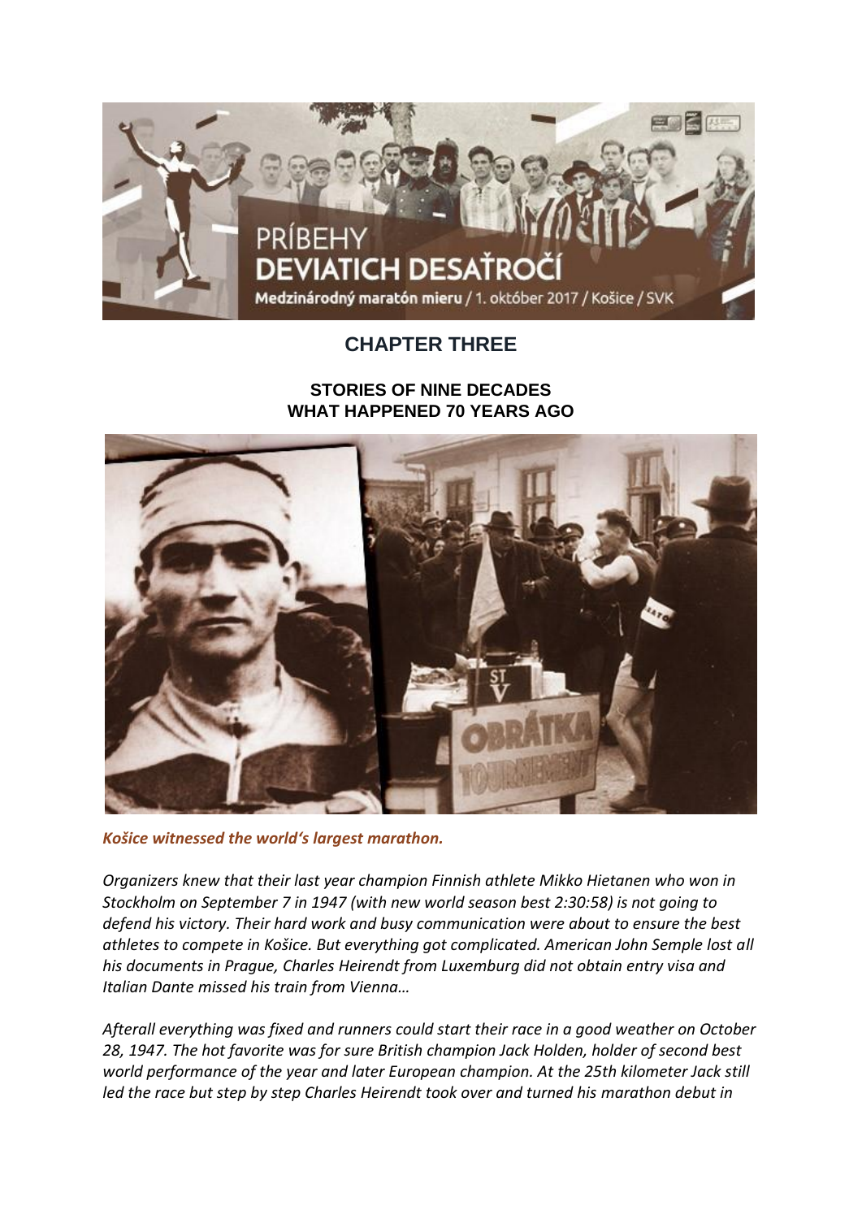# CHAPTER THREE

### STORIES OF NINE DECADES
### WHAT HAPPENED 70 YEARS AGO

***Košice witnessed the world's largest marathon.***

*Organizers knew that their last year champion Finnish athlete Mikko Hietanen who won in Stockholm on September 7 in 1947 (with new world season best 2:30:58) is not going to defend his victory. Their hard work and busy communication were about to ensure the best athletes to compete in Košice. But everything got complicated. American John Semple lost all his documents in Prague, Charles Heirendt from Luxemburg did not obtain entry visa and Italian Dante missed his train from Vienna…*

*Afterall everything was fixed and runners could start their race in a good weather on October 28, 1947. The hot favorite was for sure British champion Jack Holden, holder of second best world performance of the year and later European champion. At the 25th kilometer Jack still led the race but step by step Charles Heirendt took over and turned his marathon debut in*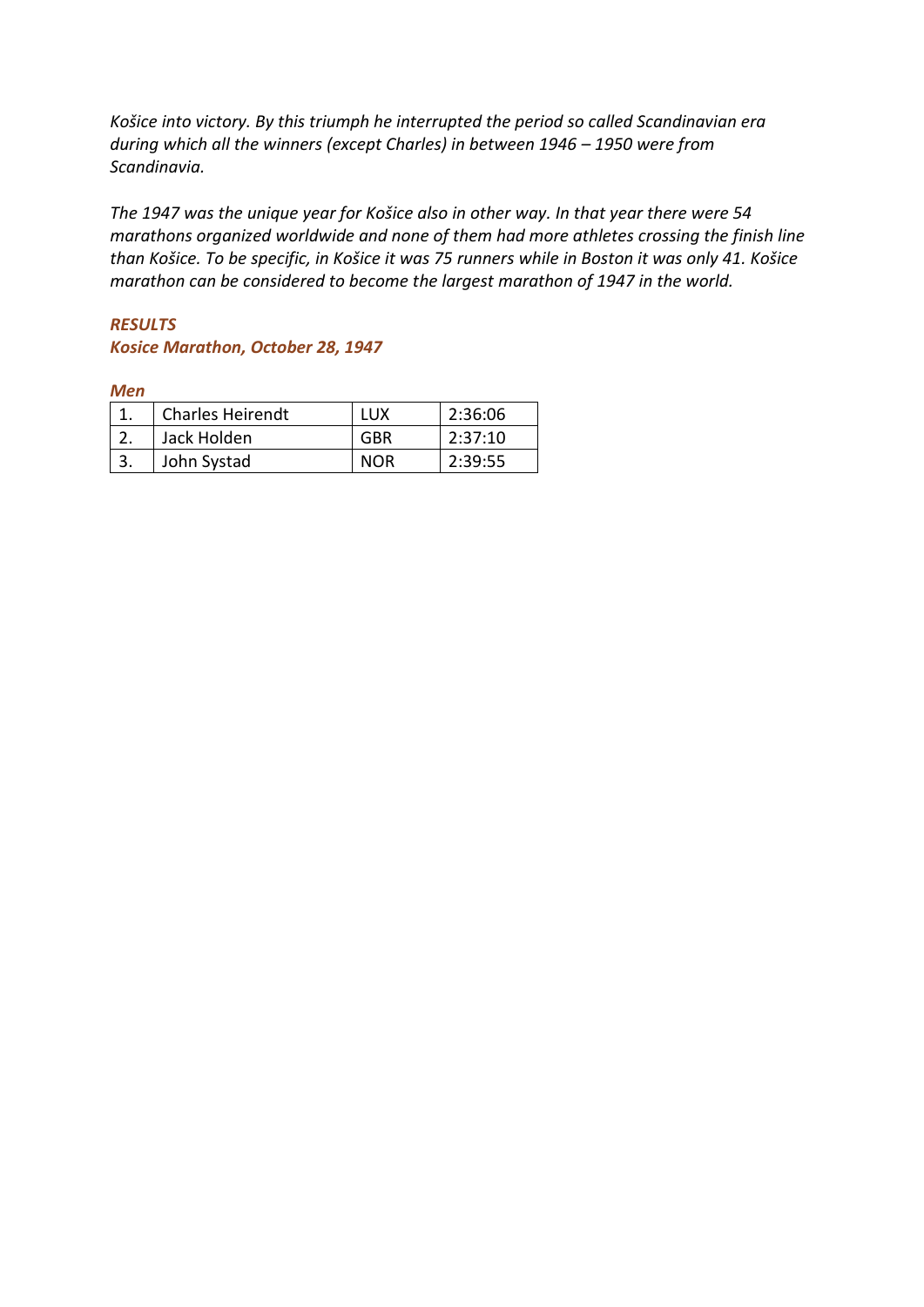*Košice into victory. By this triumph he interrupted the period so called Scandinavian era during which all the winners (except Charles) in between 1946 – 1950 were from Scandinavia.*

*The 1947 was the unique year for Košice also in other way. In that year there were 54 marathons organized worldwide and none of them had more athletes crossing the finish line than Košice. To be specific, in Košice it was 75 runners while in Boston it was only 41. Košice marathon can be considered to become the largest marathon of 1947 in the world.*

***RESULTS***
***Kosice Marathon, October 28, 1947***

***Men***

| | | | |
|---|---|---|---|
| 1. | Charles Heirendt | LUX | 2:36:06 |
| 2. | Jack Holden | GBR | 2:37:10 |
| 3. | John Systad | NOR | 2:39:55 |